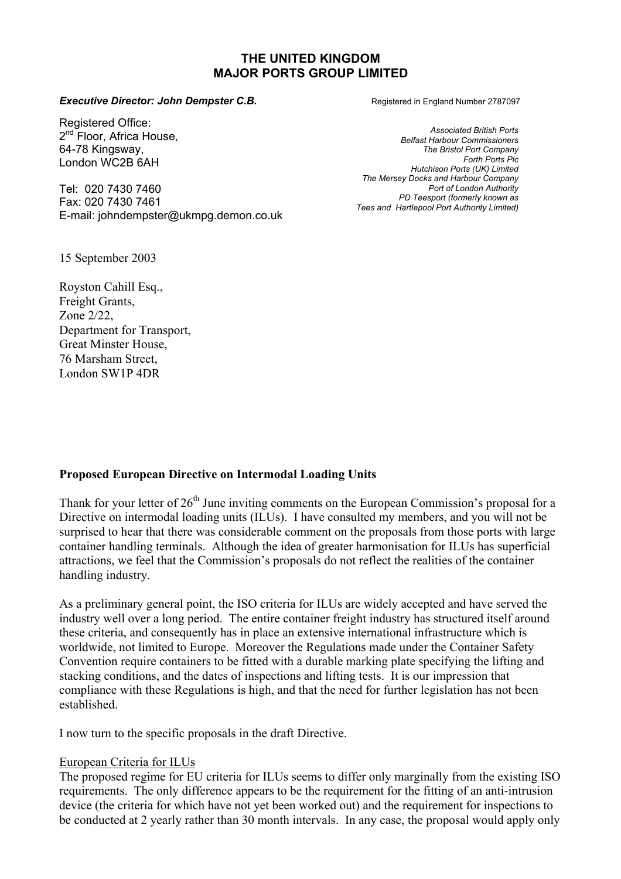# THE UNITED KINGDOM MAJOR PORTS GROUP LIMITED

***Executive Director: John Dempster C.B.***

Registered in England Number 2787097

Registered Office:
2nd Floor, Africa House,
64-78 Kingsway,
London WC2B 6AH

Tel: 020 7430 7460
Fax: 020 7430 7461
E-mail: johndempster@ukmpg.demon.co.uk

*Associated British Ports*
*Belfast Harbour Commissioners*
*The Bristol Port Company*
*Forth Ports Plc*
*Hutchison Ports (UK) Limited*
*The Mersey Docks and Harbour Company*
*Port of London Authority*
*PD Teesport (formerly known as*
*Tees and Hartlepool Port Authority Limited)*

15 September 2003

Royston Cahill Esq.,
Freight Grants,
Zone 2/22,
Department for Transport,
Great Minster House,
76 Marsham Street,
London SW1P 4DR

**Proposed European Directive on Intermodal Loading Units**

Thank for your letter of 26th June inviting comments on the European Commission's proposal for a Directive on intermodal loading units (ILUs). I have consulted my members, and you will not be surprised to hear that there was considerable comment on the proposals from those ports with large container handling terminals. Although the idea of greater harmonisation for ILUs has superficial attractions, we feel that the Commission's proposals do not reflect the realities of the container handling industry.

As a preliminary general point, the ISO criteria for ILUs are widely accepted and have served the industry well over a long period. The entire container freight industry has structured itself around these criteria, and consequently has in place an extensive international infrastructure which is worldwide, not limited to Europe. Moreover the Regulations made under the Container Safety Convention require containers to be fitted with a durable marking plate specifying the lifting and stacking conditions, and the dates of inspections and lifting tests. It is our impression that compliance with these Regulations is high, and that the need for further legislation has not been established.

I now turn to the specific proposals in the draft Directive.

European Criteria for ILUs

The proposed regime for EU criteria for ILUs seems to differ only marginally from the existing ISO requirements. The only difference appears to be the requirement for the fitting of an anti-intrusion device (the criteria for which have not yet been worked out) and the requirement for inspections to be conducted at 2 yearly rather than 30 month intervals. In any case, the proposal would apply only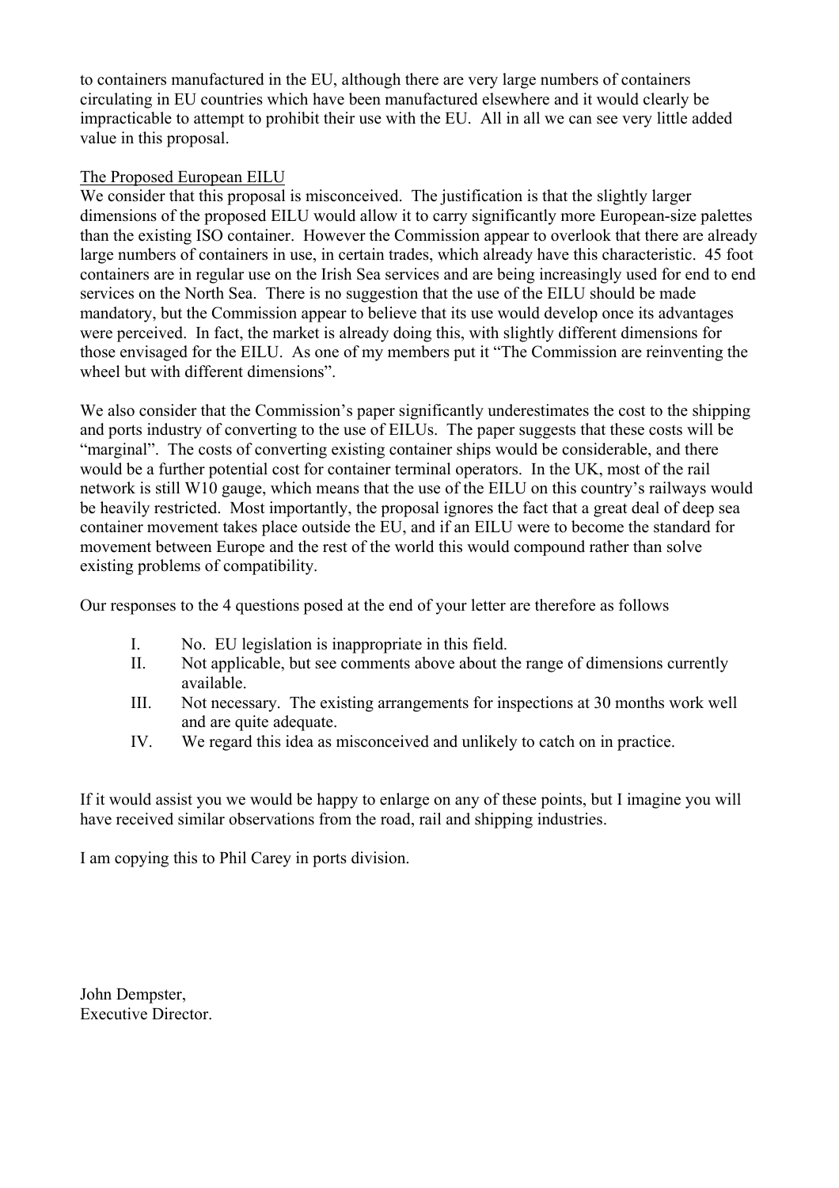to containers manufactured in the EU, although there are very large numbers of containers circulating in EU countries which have been manufactured elsewhere and it would clearly be impracticable to attempt to prohibit their use with the EU. All in all we can see very little added value in this proposal.

<u>The Proposed European EILU</u>

We consider that this proposal is misconceived. The justification is that the slightly larger dimensions of the proposed EILU would allow it to carry significantly more European-size palettes than the existing ISO container. However the Commission appear to overlook that there are already large numbers of containers in use, in certain trades, which already have this characteristic. 45 foot containers are in regular use on the Irish Sea services and are being increasingly used for end to end services on the North Sea. There is no suggestion that the use of the EILU should be made mandatory, but the Commission appear to believe that its use would develop once its advantages were perceived. In fact, the market is already doing this, with slightly different dimensions for those envisaged for the EILU. As one of my members put it "The Commission are reinventing the wheel but with different dimensions".

We also consider that the Commission's paper significantly underestimates the cost to the shipping and ports industry of converting to the use of EILUs. The paper suggests that these costs will be "marginal". The costs of converting existing container ships would be considerable, and there would be a further potential cost for container terminal operators. In the UK, most of the rail network is still W10 gauge, which means that the use of the EILU on this country's railways would be heavily restricted. Most importantly, the proposal ignores the fact that a great deal of deep sea container movement takes place outside the EU, and if an EILU were to become the standard for movement between Europe and the rest of the world this would compound rather than solve existing problems of compatibility.

Our responses to the 4 questions posed at the end of your letter are therefore as follows

I. No. EU legislation is inappropriate in this field.
II. Not applicable, but see comments above about the range of dimensions currently available.
III. Not necessary. The existing arrangements for inspections at 30 months work well and are quite adequate.
IV. We regard this idea as misconceived and unlikely to catch on in practice.

If it would assist you we would be happy to enlarge on any of these points, but I imagine you will have received similar observations from the road, rail and shipping industries.

I am copying this to Phil Carey in ports division.

John Dempster,
Executive Director.